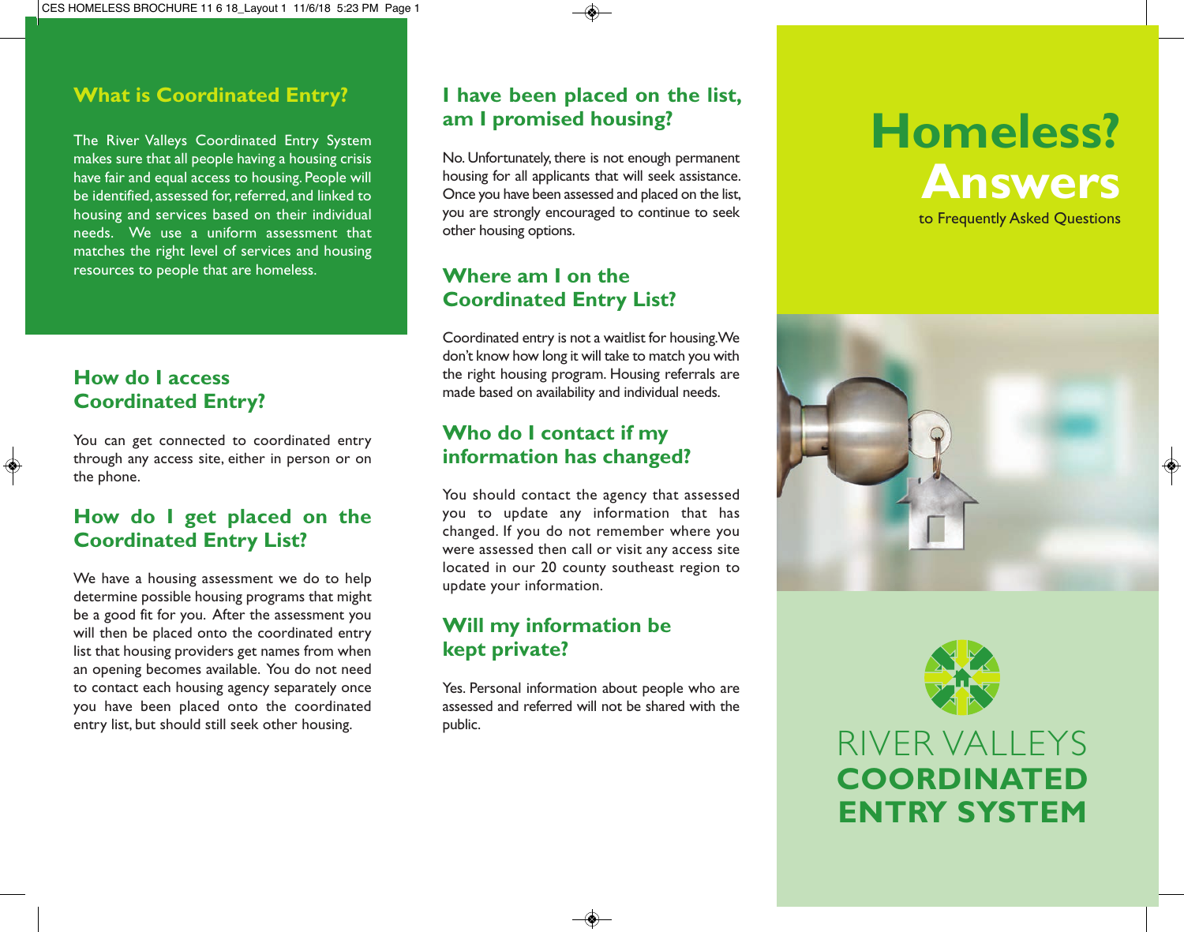## What is Coordinated Entry?

The River Valleys Coordinated Entry System makes sure that all people having a housing crisis have fair and equal access to housing. People will be identified, assessed for, referred, and linked to housing and services based on their individual needs. We use a uniform assessment that matches the right level of services and housing resources to people that are homeless.

## How do I access Coordinated Entry?

You can get connected to coordinated entry through any access site, either in person or on the phone.

## How do I get placed on the Coordinated Entry List?

We have a housing assessment we do to help determine possible housing programs that might be a good fit for you. After the assessment you will then be placed onto the coordinated entry list that housing providers get names from when an opening becomes available. You do not need to contact each housing agency separately once you have been placed onto the coordinated entry list, but should still seek other housing.

## I have been placed on the list, am I promised housing?

No. Unfortunately, there is not enough permanent housing for all applicants that will seek assistance. Once you have been assessed and placed on the list, you are strongly encouraged to continue to seek other housing options.

## Where am I on the Coordinated Entry List?

Coordinated entry is not a waitlist for housing. We don't know how long it will take to match you with the right housing program. Housing referrals are made based on availability and individual needs.

## Who do I contact if my information has changed?

You should contact the agency that assessed you to update any information that has changed. If you do not remember where you were assessed then call or visit any access site located in our 20 county southeast region to update your information.

## Will my information be kept private?

Yes. Personal information about people who are assessed and referred will not be shared with the public.

# Homeless? Answers

to Frequently Asked Questions

RIVER VALLEYS
**COORDINATED ENTRY SYSTEM**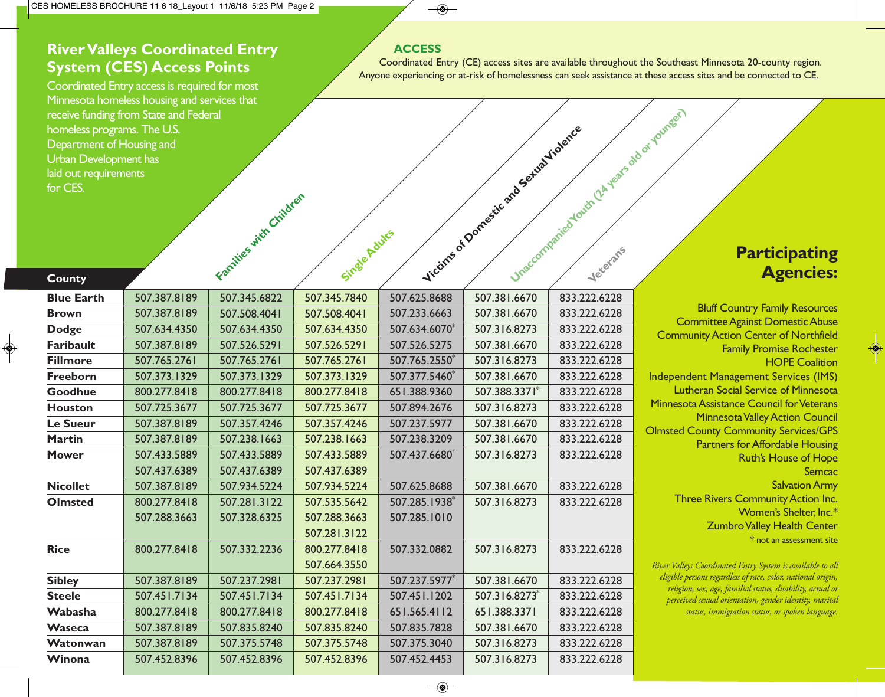## River Valleys Coordinated Entry System (CES) Access Points

Coordinated Entry access is required for most Minnesota homeless housing and services that receive funding from State and Federal homeless programs. The U.S. Department of Housing and Urban Development has laid out requirements for CES.

### ACCESS

Coordinated Entry (CE) access sites are available throughout the Southeast Minnesota 20-county region. Anyone experiencing or at-risk of homelessness can seek assistance at these access sites and be connected to CE.

| County | | Families with Children | Single Adults | Victims of Domestic and Sexual Violence | Unaccompanied Youth (24 years old or younger) | Veterans |
|---|---|---|---|---|---|---|
| **Blue Earth** | 507.387.8189 | 507.345.6822 | 507.345.7840 | 507.625.8688 | 507.381.6670 | 833.222.6228 |
| **Brown** | 507.387.8189 | 507.508.4041 | 507.508.4041 | 507.233.6663 | 507.381.6670 | 833.222.6228 |
| **Dodge** | 507.634.4350 | 507.634.4350 | 507.634.4350 | 507.634.6070* | 507.316.8273 | 833.222.6228 |
| **Faribault** | 507.387.8189 | 507.526.5291 | 507.526.5291 | 507.526.5275 | 507.381.6670 | 833.222.6228 |
| **Fillmore** | 507.765.2761 | 507.765.2761 | 507.765.2761 | 507.765.2550* | 507.316.8273 | 833.222.6228 |
| **Freeborn** | 507.373.1329 | 507.373.1329 | 507.373.1329 | 507.377.5460* | 507.381.6670 | 833.222.6228 |
| **Goodhue** | 800.277.8418 | 800.277.8418 | 800.277.8418 | 651.388.9360 | 507.388.3371* | 833.222.6228 |
| **Houston** | 507.725.3677 | 507.725.3677 | 507.725.3677 | 507.894.2676 | 507.316.8273 | 833.222.6228 |
| **Le Sueur** | 507.387.8189 | 507.357.4246 | 507.357.4246 | 507.237.5977 | 507.381.6670 | 833.222.6228 |
| **Martin** | 507.387.8189 | 507.238.1663 | 507.238.1663 | 507.238.3209 | 507.381.6670 | 833.222.6228 |
| **Mower** | 507.433.5889<br>507.437.6389 | 507.433.5889<br>507.437.6389 | 507.433.5889<br>507.437.6389 | 507.437.6680* | 507.316.8273 | 833.222.6228 |
| **Nicollet** | 507.387.8189 | 507.934.5224 | 507.934.5224 | 507.625.8688 | 507.381.6670 | 833.222.6228 |
| **Olmsted** | 800.277.8418<br>507.288.3663 | 507.281.3122<br>507.328.6325 | 507.535.5642<br>507.288.3663<br>507.281.3122 | 507.285.1938*<br>507.285.1010 | 507.316.8273 | 833.222.6228 |
| **Rice** | 800.277.8418 | 507.332.2236 | 800.277.8418<br>507.664.3550 | 507.332.0882 | 507.316.8273 | 833.222.6228 |
| **Sibley** | 507.387.8189 | 507.237.2981 | 507.237.2981 | 507.237.5977* | 507.381.6670 | 833.222.6228 |
| **Steele** | 507.451.7134 | 507.451.7134 | 507.451.7134 | 507.451.1202 | 507.316.8273* | 833.222.6228 |
| **Wabasha** | 800.277.8418 | 800.277.8418 | 800.277.8418 | 651.565.4112 | 651.388.3371 | 833.222.6228 |
| **Waseca** | 507.387.8189 | 507.835.8240 | 507.835.8240 | 507.835.7828 | 507.381.6670 | 833.222.6228 |
| **Watonwan** | 507.387.8189 | 507.375.5748 | 507.375.5748 | 507.375.3040 | 507.316.8273 | 833.222.6228 |
| **Winona** | 507.452.8396 | 507.452.8396 | 507.452.8396 | 507.452.4453 | 507.316.8273 | 833.222.6228 |

## Participating Agencies:

Bluff Country Family Resources
Committee Against Domestic Abuse
Community Action Center of Northfield
Family Promise Rochester
HOPE Coalition
Independent Management Services (IMS)
Lutheran Social Service of Minnesota
Minnesota Assistance Council for Veterans
Minnesota Valley Action Council
Olmsted County Community Services/GPS
Partners for Affordable Housing
Ruth's House of Hope
Semcac
Salvation Army
Three Rivers Community Action Inc.
Women's Shelter, Inc.*
Zumbro Valley Health Center

* not an assessment site

*River Valleys Coordinated Entry System is available to all eligible persons regardless of race, color, national origin, religion, sex, age, familial status, disability, actual or perceived sexual orientation, gender identity, marital status, immigration status, or spoken language.*